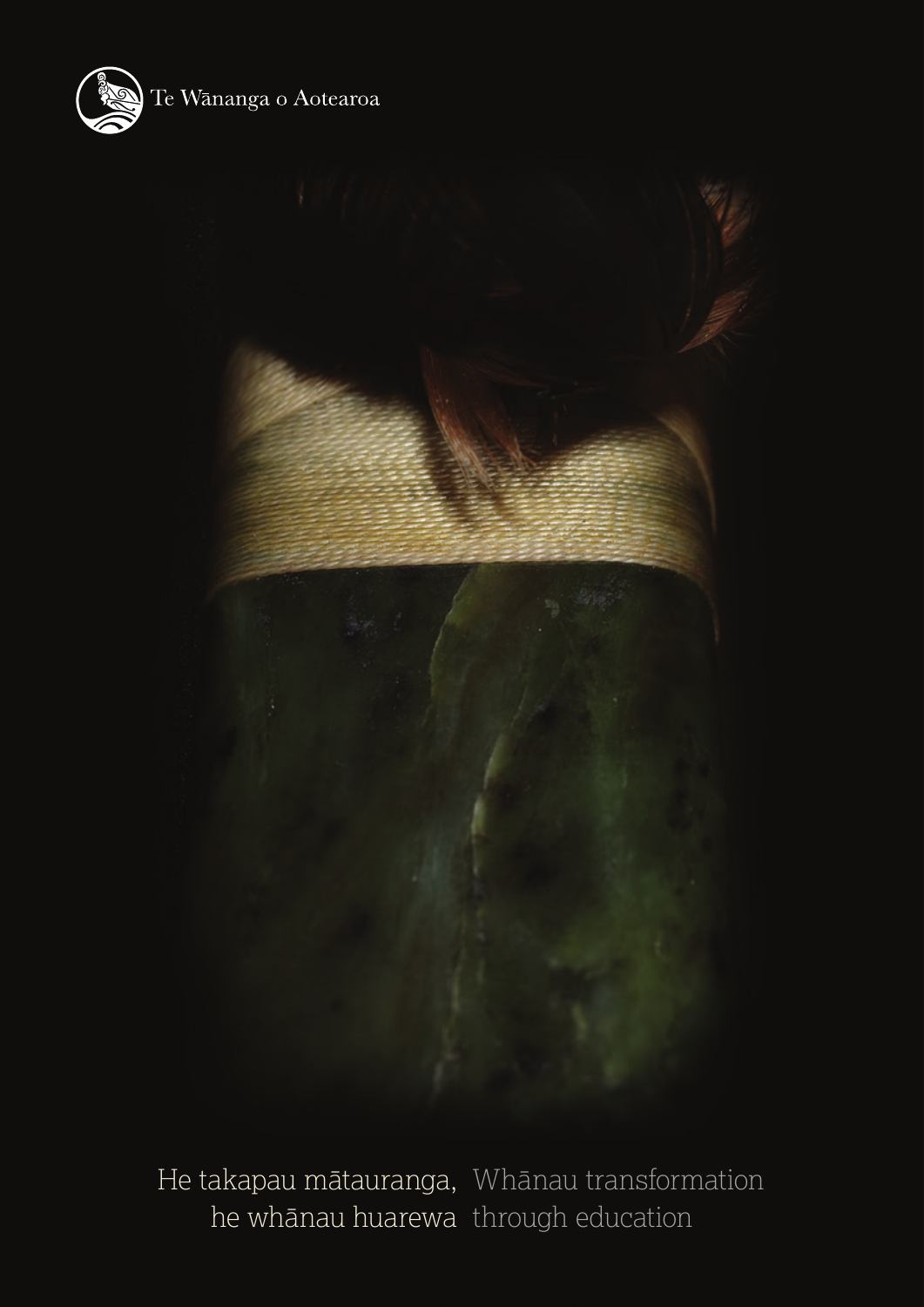Te Wānanga o Aotearoa

He takapau mātauranga,
he whānau huarewa

Whānau transformation
through education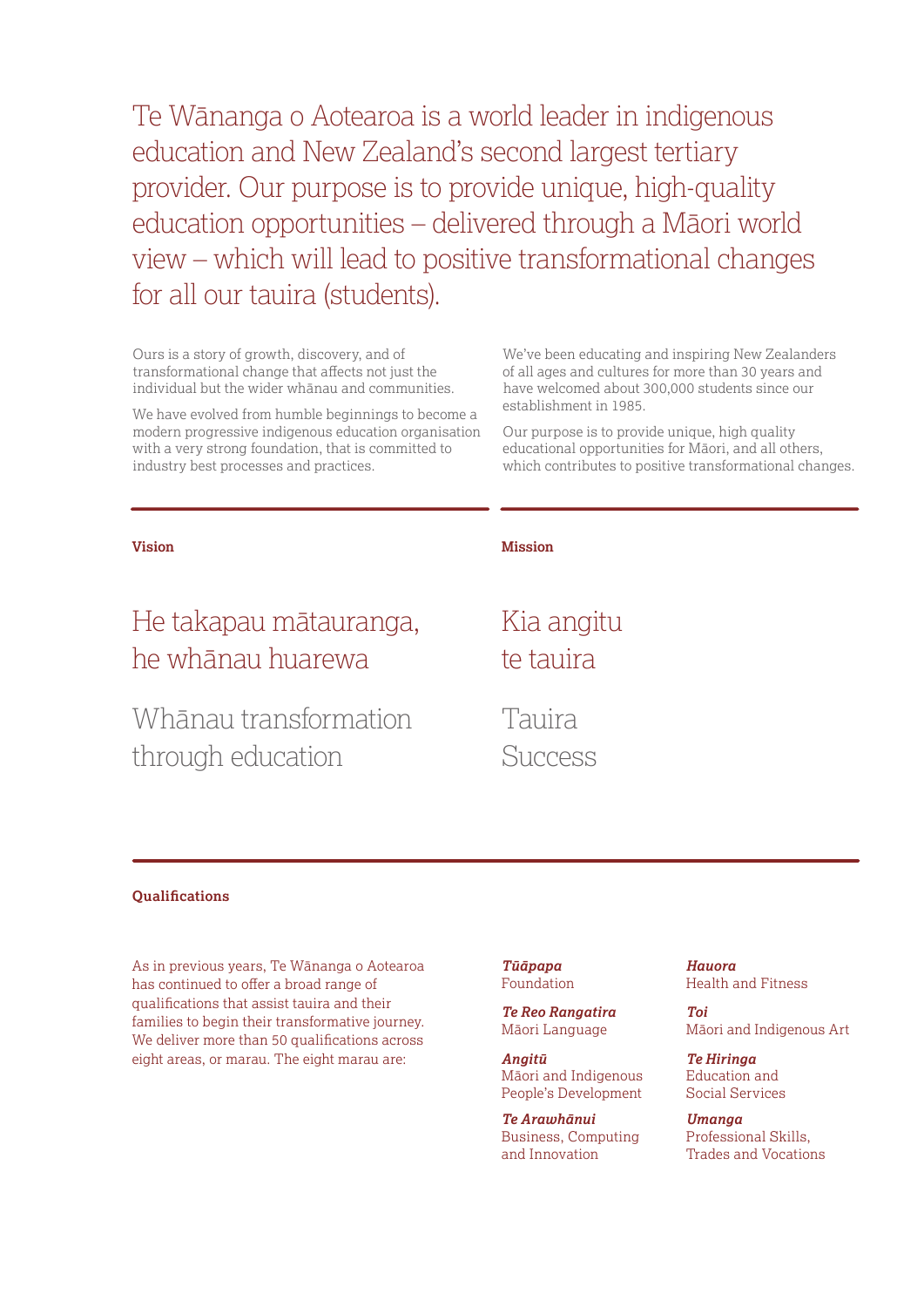Te Wānanga o Aotearoa is a world leader in indigenous education and New Zealand's second largest tertiary provider. Our purpose is to provide unique, high-quality education opportunities – delivered through a Māori world view – which will lead to positive transformational changes for all our tauira (students).

Ours is a story of growth, discovery, and of transformational change that affects not just the individual but the wider whānau and communities.

We have evolved from humble beginnings to become a modern progressive indigenous education organisation with a very strong foundation, that is committed to industry best processes and practices.

We've been educating and inspiring New Zealanders of all ages and cultures for more than 30 years and have welcomed about 300,000 students since our establishment in 1985.

Our purpose is to provide unique, high quality educational opportunities for Māori, and all others, which contributes to positive transformational changes.

### Vision

He takapau mātauranga,
he whānau huarewa

Whānau transformation
through education

### Mission

Kia angitu
te tauira

Tauira
Success

### Qualifications

As in previous years, Te Wānanga o Aotearoa has continued to offer a broad range of qualifications that assist tauira and their families to begin their transformative journey. We deliver more than 50 qualifications across eight areas, or marau. The eight marau are:

***Tūāpapa***
Foundation

***Te Reo Rangatira***
Māori Language

***Angitū***
Māori and Indigenous People's Development

***Te Arawhānui***
Business, Computing and Innovation

***Hauora***
Health and Fitness

***Toi***
Māori and Indigenous Art

***Te Hiringa***
Education and Social Services

***Umanga***
Professional Skills, Trades and Vocations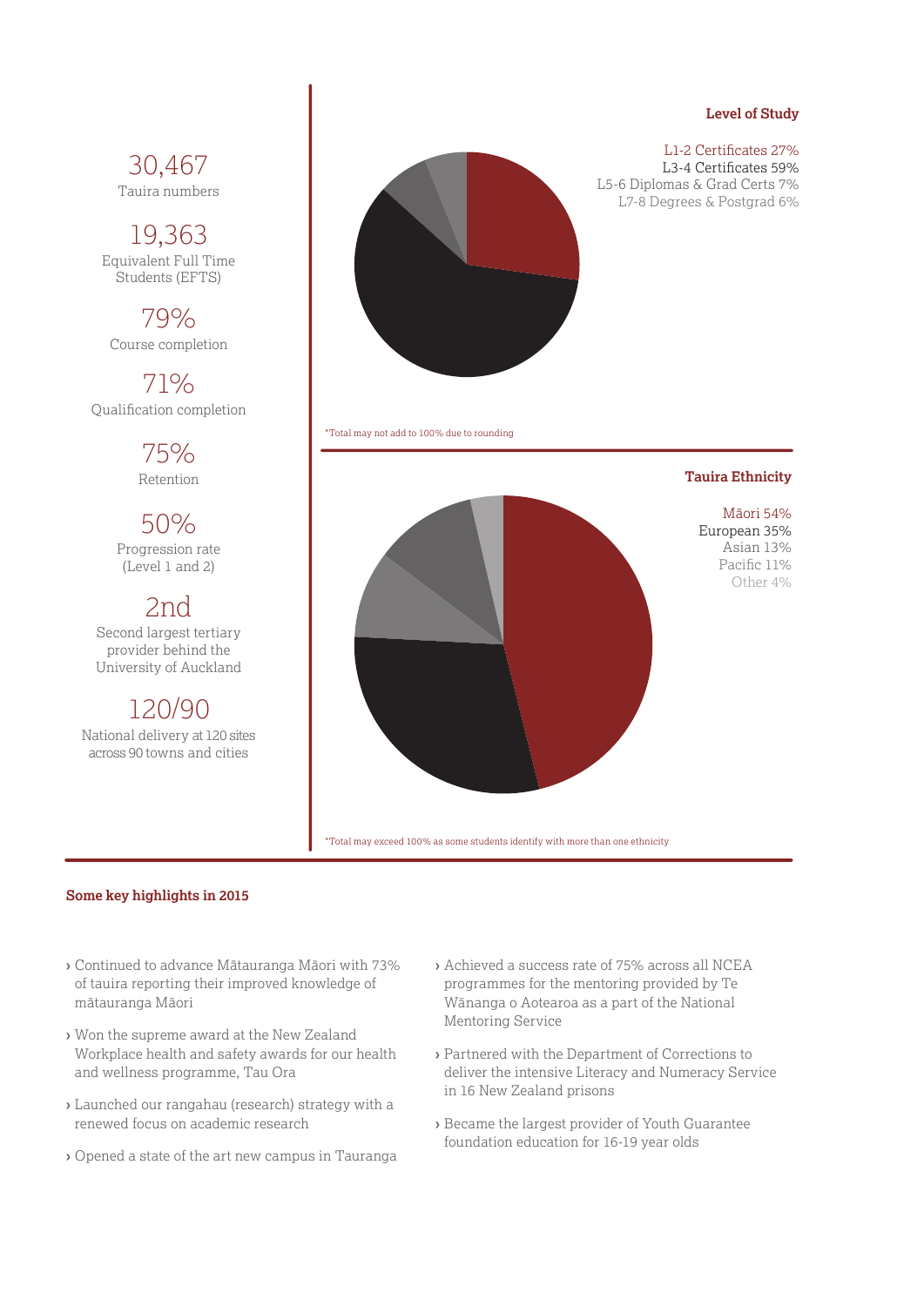30,467
Tauira numbers

19,363
Equivalent Full Time Students (EFTS)

79%
Course completion

71%
Qualification completion

75%
Retention

50%
Progression rate (Level 1 and 2)

2nd
Second largest tertiary provider behind the University of Auckland

120/90
National delivery at 120 sites across 90 towns and cities

**Level of Study**

L1-2 Certificates 27%
L3-4 Certificates 59%
L5-6 Diplomas & Grad Certs 7%
L7-8 Degrees & Postgrad 6%

*Total may not add to 100% due to rounding

**Tauira Ethnicity**

Māori 54%
European 35%
Asian 13%
Pacific 11%
Other 4%

*Total may exceed 100% as some students identify with more than one ethnicity

**Some key highlights in 2015**

- Continued to advance Mātauranga Māori with 73% of tauira reporting their improved knowledge of mātauranga Māori
- Won the supreme award at the New Zealand Workplace health and safety awards for our health and wellness programme, Tau Ora
- Launched our rangahau (research) strategy with a renewed focus on academic research
- Opened a state of the art new campus in Tauranga
- Achieved a success rate of 75% across all NCEA programmes for the mentoring provided by Te Wānanga o Aotearoa as a part of the National Mentoring Service
- Partnered with the Department of Corrections to deliver the intensive Literacy and Numeracy Service in 16 New Zealand prisons
- Became the largest provider of Youth Guarantee foundation education for 16-19 year olds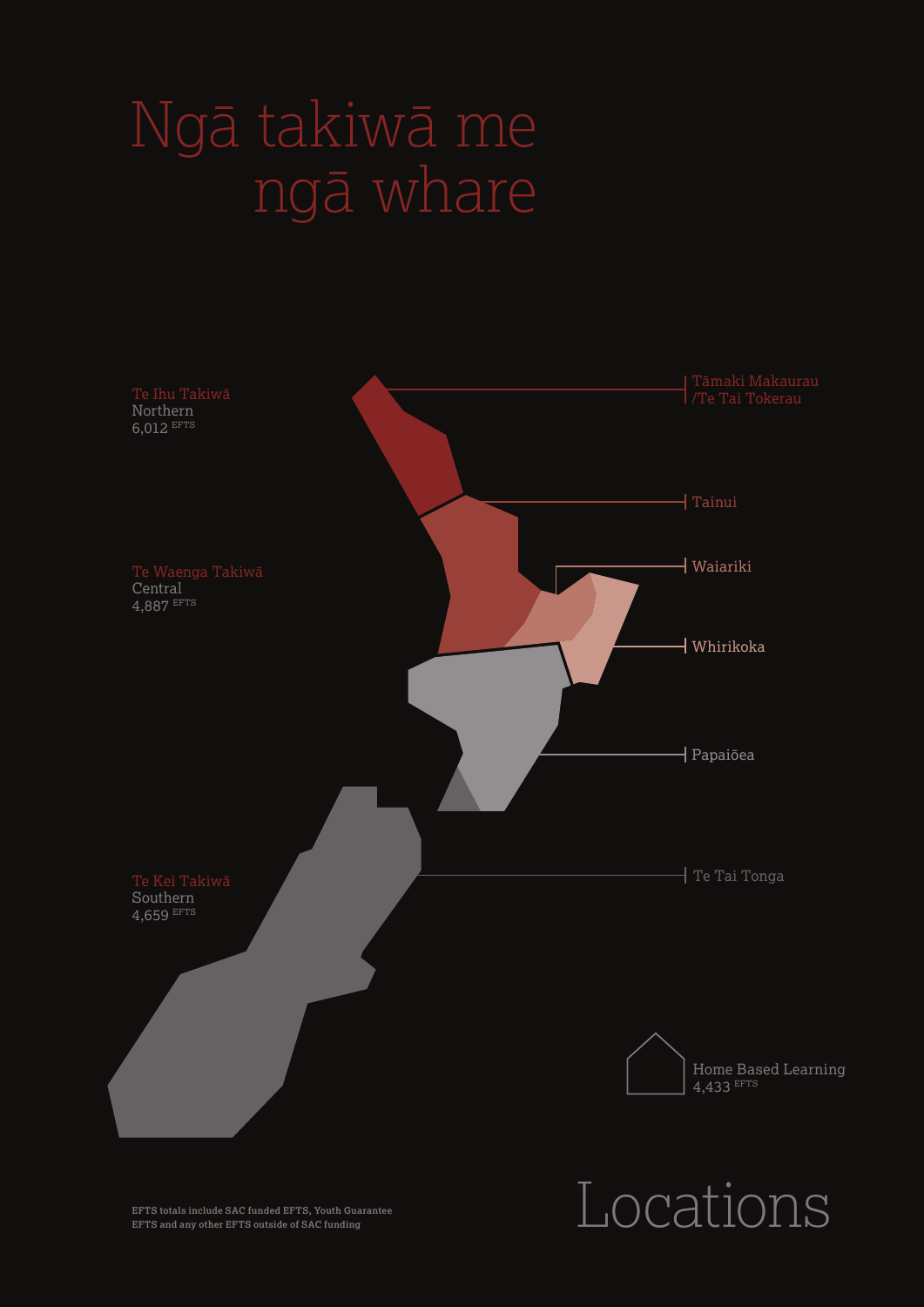# Ngā takiwā me ngā whare

Te Ihu Takiwā
Northern
6,012 EFTS

Te Waenga Takiwā
Central
4,887 EFTS

Te Kei Takiwā
Southern
4,659 EFTS

Tāmaki Makaurau
/Te Tai Tokerau

Tainui

Waiariki

Whirikoka

Papaiōea

Te Tai Tonga

Home Based Learning
4,433 EFTS

EFTS totals include SAC funded EFTS, Youth Guarantee EFTS and any other EFTS outside of SAC funding

# Locations